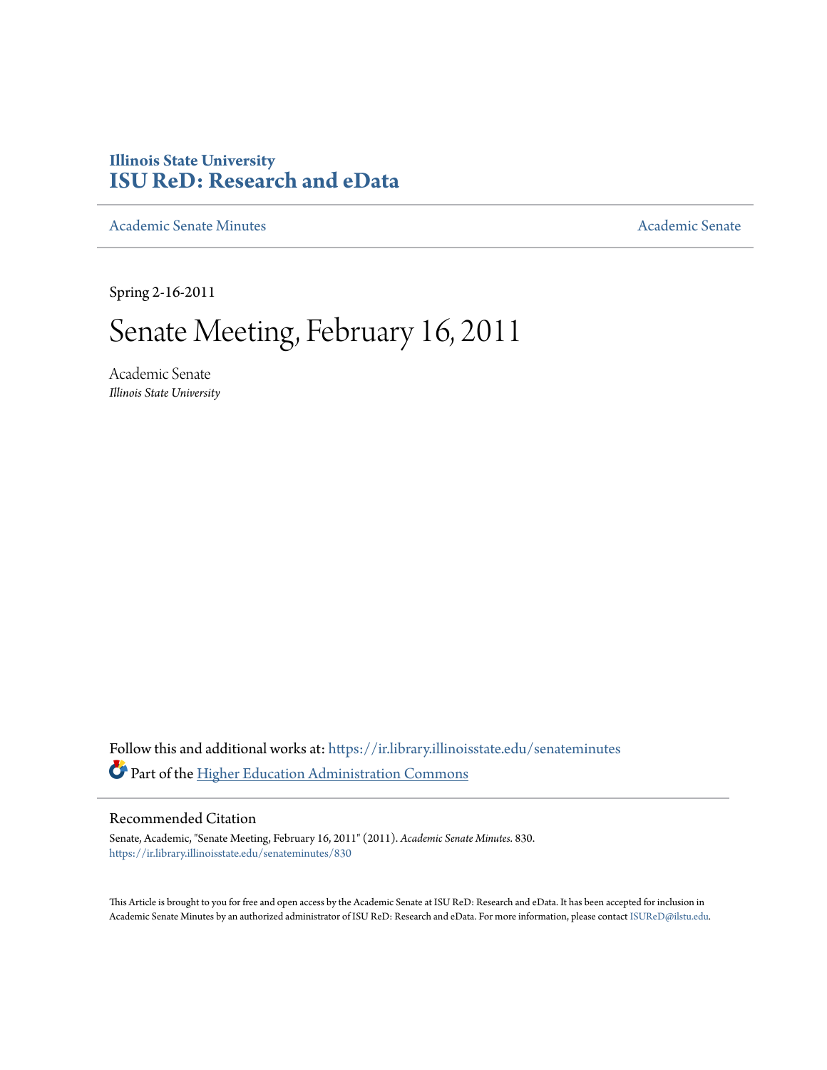Illinois State University
# ISU ReD: Research and eData

Academic Senate Minutes | Academic Senate

Spring 2-16-2011

# Senate Meeting, February 16, 2011

Academic Senate
*Illinois State University*

Follow this and additional works at: https://ir.library.illinoisstate.edu/senateminutes

Part of the Higher Education Administration Commons

## Recommended Citation

Senate, Academic, "Senate Meeting, February 16, 2011" (2011). *Academic Senate Minutes*. 830.
https://ir.library.illinoisstate.edu/senateminutes/830

This Article is brought to you for free and open access by the Academic Senate at ISU ReD: Research and eData. It has been accepted for inclusion in Academic Senate Minutes by an authorized administrator of ISU ReD: Research and eData. For more information, please contact ISUReD@ilstu.edu.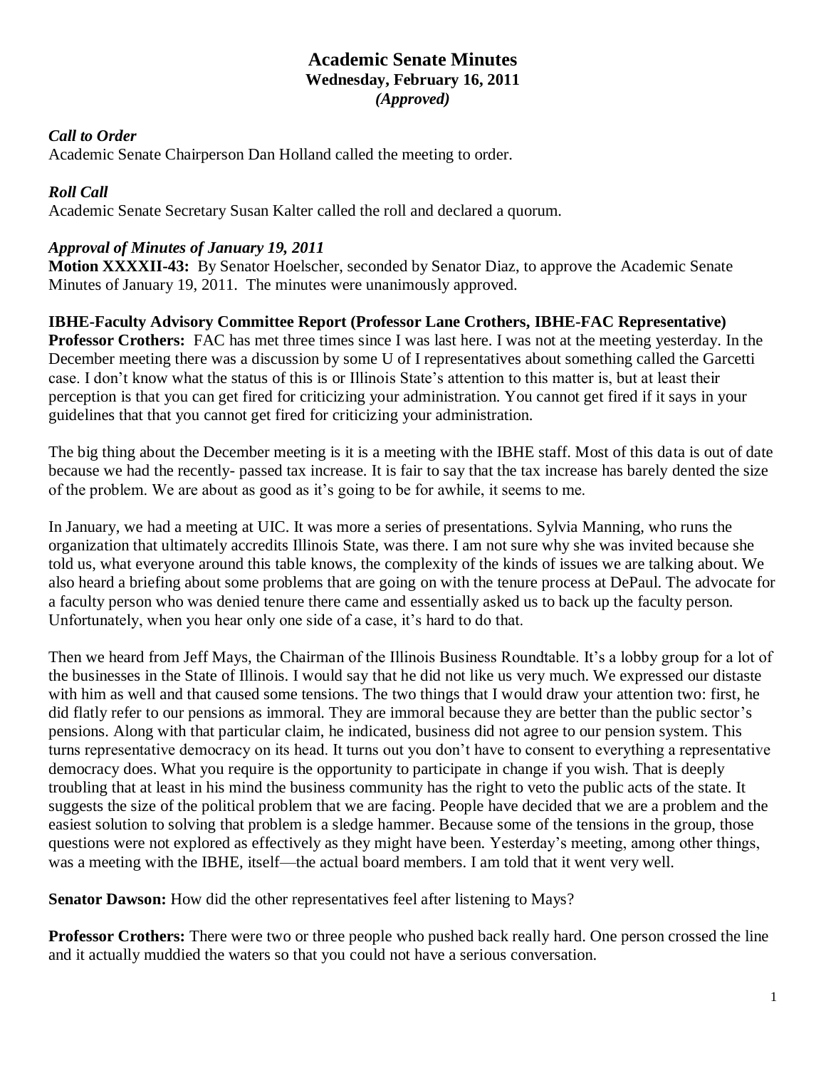# Academic Senate Minutes
## Wednesday, February 16, 2011
***(Approved)***

***Call to Order***
Academic Senate Chairperson Dan Holland called the meeting to order.

***Roll Call***
Academic Senate Secretary Susan Kalter called the roll and declared a quorum.

***Approval of Minutes of January 19, 2011***
**Motion XXXXII-43:** By Senator Hoelscher, seconded by Senator Diaz, to approve the Academic Senate Minutes of January 19, 2011. The minutes were unanimously approved.

**IBHE-Faculty Advisory Committee Report (Professor Lane Crothers, IBHE-FAC Representative)**
**Professor Crothers:** FAC has met three times since I was last here. I was not at the meeting yesterday. In the December meeting there was a discussion by some U of I representatives about something called the Garcetti case. I don't know what the status of this is or Illinois State's attention to this matter is, but at least their perception is that you can get fired for criticizing your administration. You cannot get fired if it says in your guidelines that that you cannot get fired for criticizing your administration.

The big thing about the December meeting is it is a meeting with the IBHE staff. Most of this data is out of date because we had the recently- passed tax increase. It is fair to say that the tax increase has barely dented the size of the problem. We are about as good as it's going to be for awhile, it seems to me.

In January, we had a meeting at UIC. It was more a series of presentations. Sylvia Manning, who runs the organization that ultimately accredits Illinois State, was there. I am not sure why she was invited because she told us, what everyone around this table knows, the complexity of the kinds of issues we are talking about. We also heard a briefing about some problems that are going on with the tenure process at DePaul. The advocate for a faculty person who was denied tenure there came and essentially asked us to back up the faculty person. Unfortunately, when you hear only one side of a case, it's hard to do that.

Then we heard from Jeff Mays, the Chairman of the Illinois Business Roundtable. It's a lobby group for a lot of the businesses in the State of Illinois. I would say that he did not like us very much. We expressed our distaste with him as well and that caused some tensions. The two things that I would draw your attention two: first, he did flatly refer to our pensions as immoral. They are immoral because they are better than the public sector's pensions. Along with that particular claim, he indicated, business did not agree to our pension system. This turns representative democracy on its head. It turns out you don't have to consent to everything a representative democracy does. What you require is the opportunity to participate in change if you wish. That is deeply troubling that at least in his mind the business community has the right to veto the public acts of the state. It suggests the size of the political problem that we are facing. People have decided that we are a problem and the easiest solution to solving that problem is a sledge hammer. Because some of the tensions in the group, those questions were not explored as effectively as they might have been. Yesterday's meeting, among other things, was a meeting with the IBHE, itself—the actual board members. I am told that it went very well.

**Senator Dawson:** How did the other representatives feel after listening to Mays?

**Professor Crothers:** There were two or three people who pushed back really hard. One person crossed the line and it actually muddied the waters so that you could not have a serious conversation.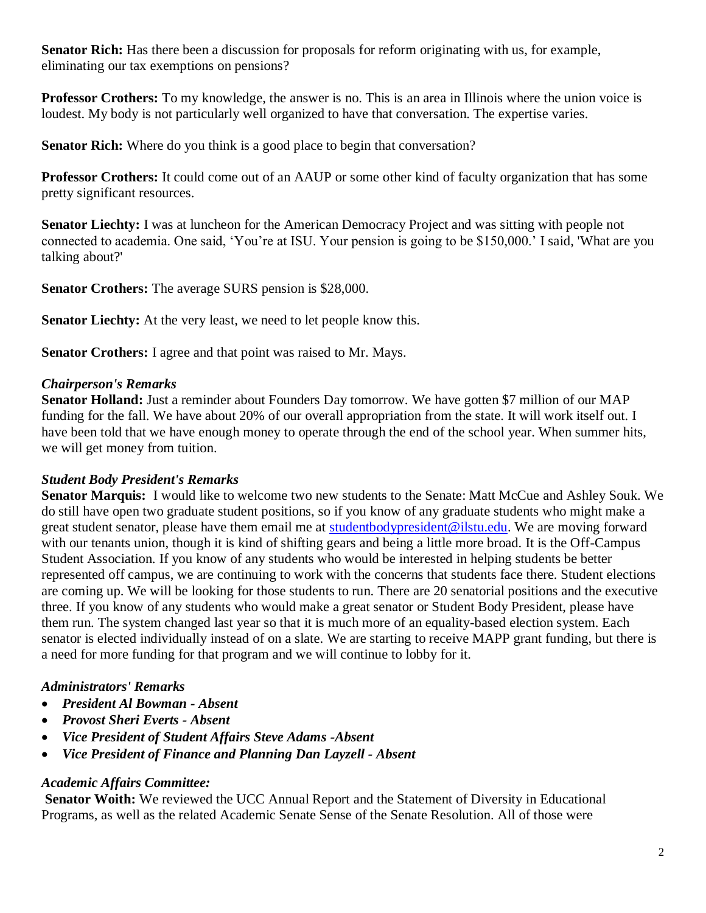**Senator Rich:** Has there been a discussion for proposals for reform originating with us, for example, eliminating our tax exemptions on pensions?

**Professor Crothers:** To my knowledge, the answer is no. This is an area in Illinois where the union voice is loudest. My body is not particularly well organized to have that conversation. The expertise varies.

**Senator Rich:** Where do you think is a good place to begin that conversation?

**Professor Crothers:** It could come out of an AAUP or some other kind of faculty organization that has some pretty significant resources.

**Senator Liechty:** I was at luncheon for the American Democracy Project and was sitting with people not connected to academia. One said, 'You're at ISU. Your pension is going to be $150,000.' I said, 'What are you talking about?'

**Senator Crothers:** The average SURS pension is $28,000.

**Senator Liechty:** At the very least, we need to let people know this.

**Senator Crothers:** I agree and that point was raised to Mr. Mays.

### *Chairperson's Remarks*

**Senator Holland:** Just a reminder about Founders Day tomorrow. We have gotten $7 million of our MAP funding for the fall. We have about 20% of our overall appropriation from the state. It will work itself out. I have been told that we have enough money to operate through the end of the school year. When summer hits, we will get money from tuition.

### *Student Body President's Remarks*

**Senator Marquis:** I would like to welcome two new students to the Senate: Matt McCue and Ashley Souk. We do still have open two graduate student positions, so if you know of any graduate students who might make a great student senator, please have them email me at studentbodypresident@ilstu.edu. We are moving forward with our tenants union, though it is kind of shifting gears and being a little more broad. It is the Off-Campus Student Association. If you know of any students who would be interested in helping students be better represented off campus, we are continuing to work with the concerns that students face there. Student elections are coming up. We will be looking for those students to run. There are 20 senatorial positions and the executive three. If you know of any students who would make a great senator or Student Body President, please have them run. The system changed last year so that it is much more of an equality-based election system. Each senator is elected individually instead of on a slate. We are starting to receive MAPP grant funding, but there is a need for more funding for that program and we will continue to lobby for it.

### *Administrators' Remarks*

- ***President Al Bowman - Absent***
- ***Provost Sheri Everts - Absent***
- ***Vice President of Student Affairs Steve Adams -Absent***
- ***Vice President of Finance and Planning Dan Layzell - Absent***

### *Academic Affairs Committee:*

**Senator Woith:** We reviewed the UCC Annual Report and the Statement of Diversity in Educational Programs, as well as the related Academic Senate Sense of the Senate Resolution. All of those were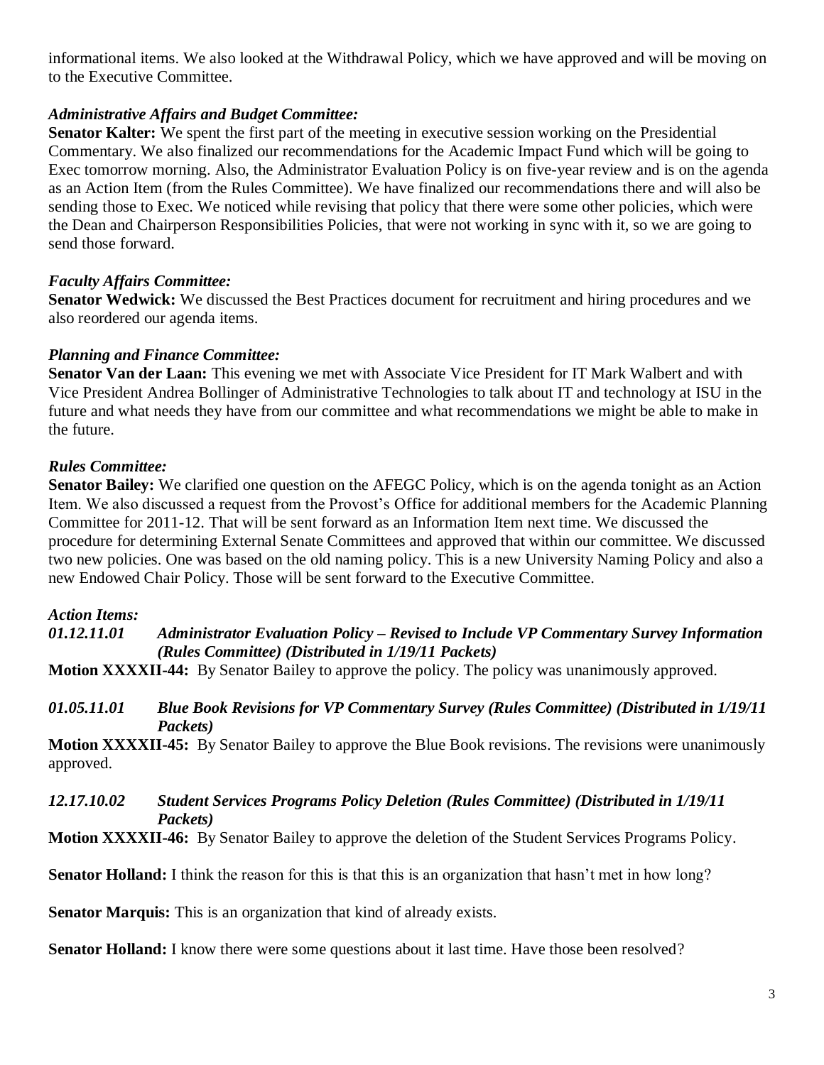informational items. We also looked at the Withdrawal Policy, which we have approved and will be moving on to the Executive Committee.

***Administrative Affairs and Budget Committee:***

**Senator Kalter:** We spent the first part of the meeting in executive session working on the Presidential Commentary. We also finalized our recommendations for the Academic Impact Fund which will be going to Exec tomorrow morning. Also, the Administrator Evaluation Policy is on five-year review and is on the agenda as an Action Item (from the Rules Committee). We have finalized our recommendations there and will also be sending those to Exec. We noticed while revising that policy that there were some other policies, which were the Dean and Chairperson Responsibilities Policies, that were not working in sync with it, so we are going to send those forward.

***Faculty Affairs Committee:***

**Senator Wedwick:** We discussed the Best Practices document for recruitment and hiring procedures and we also reordered our agenda items.

***Planning and Finance Committee:***

**Senator Van der Laan:** This evening we met with Associate Vice President for IT Mark Walbert and with Vice President Andrea Bollinger of Administrative Technologies to talk about IT and technology at ISU in the future and what needs they have from our committee and what recommendations we might be able to make in the future.

***Rules Committee:***

**Senator Bailey:** We clarified one question on the AFEGC Policy, which is on the agenda tonight as an Action Item. We also discussed a request from the Provost's Office for additional members for the Academic Planning Committee for 2011-12. That will be sent forward as an Information Item next time. We discussed the procedure for determining External Senate Committees and approved that within our committee. We discussed two new policies. One was based on the old naming policy. This is a new University Naming Policy and also a new Endowed Chair Policy. Those will be sent forward to the Executive Committee.

***Action Items:***

***01.12.11.01 Administrator Evaluation Policy – Revised to Include VP Commentary Survey Information (Rules Committee) (Distributed in 1/19/11 Packets)***

**Motion XXXXII-44:** By Senator Bailey to approve the policy. The policy was unanimously approved.

***01.05.11.01 Blue Book Revisions for VP Commentary Survey (Rules Committee) (Distributed in 1/19/11 Packets)***

**Motion XXXXII-45:** By Senator Bailey to approve the Blue Book revisions. The revisions were unanimously approved.

***12.17.10.02 Student Services Programs Policy Deletion (Rules Committee) (Distributed in 1/19/11 Packets)***

**Motion XXXXII-46:** By Senator Bailey to approve the deletion of the Student Services Programs Policy.

**Senator Holland:** I think the reason for this is that this is an organization that hasn't met in how long?

**Senator Marquis:** This is an organization that kind of already exists.

**Senator Holland:** I know there were some questions about it last time. Have those been resolved?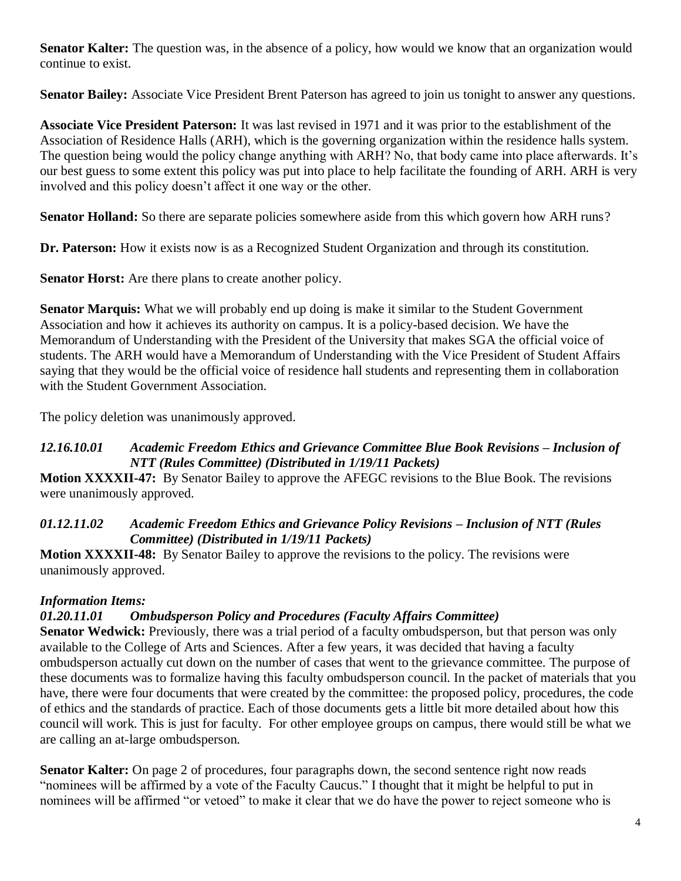**Senator Kalter:** The question was, in the absence of a policy, how would we know that an organization would continue to exist.

**Senator Bailey:** Associate Vice President Brent Paterson has agreed to join us tonight to answer any questions.

**Associate Vice President Paterson:** It was last revised in 1971 and it was prior to the establishment of the Association of Residence Halls (ARH), which is the governing organization within the residence halls system. The question being would the policy change anything with ARH? No, that body came into place afterwards. It's our best guess to some extent this policy was put into place to help facilitate the founding of ARH. ARH is very involved and this policy doesn't affect it one way or the other.

**Senator Holland:** So there are separate policies somewhere aside from this which govern how ARH runs?

**Dr. Paterson:** How it exists now is as a Recognized Student Organization and through its constitution.

**Senator Horst:** Are there plans to create another policy.

**Senator Marquis:** What we will probably end up doing is make it similar to the Student Government Association and how it achieves its authority on campus. It is a policy-based decision. We have the Memorandum of Understanding with the President of the University that makes SGA the official voice of students. The ARH would have a Memorandum of Understanding with the Vice President of Student Affairs saying that they would be the official voice of residence hall students and representing them in collaboration with the Student Government Association.

The policy deletion was unanimously approved.

***12.16.10.01 Academic Freedom Ethics and Grievance Committee Blue Book Revisions – Inclusion of NTT (Rules Committee) (Distributed in 1/19/11 Packets)***

**Motion XXXXII-47:** By Senator Bailey to approve the AFEGC revisions to the Blue Book. The revisions were unanimously approved.

***01.12.11.02 Academic Freedom Ethics and Grievance Policy Revisions – Inclusion of NTT (Rules Committee) (Distributed in 1/19/11 Packets)***

**Motion XXXXII-48:** By Senator Bailey to approve the revisions to the policy. The revisions were unanimously approved.

***Information Items:***

***01.20.11.01 Ombudsperson Policy and Procedures (Faculty Affairs Committee)***

**Senator Wedwick:** Previously, there was a trial period of a faculty ombudsperson, but that person was only available to the College of Arts and Sciences. After a few years, it was decided that having a faculty ombudsperson actually cut down on the number of cases that went to the grievance committee. The purpose of these documents was to formalize having this faculty ombudsperson council. In the packet of materials that you have, there were four documents that were created by the committee: the proposed policy, procedures, the code of ethics and the standards of practice. Each of those documents gets a little bit more detailed about how this council will work. This is just for faculty. For other employee groups on campus, there would still be what we are calling an at-large ombudsperson.

**Senator Kalter:** On page 2 of procedures, four paragraphs down, the second sentence right now reads "nominees will be affirmed by a vote of the Faculty Caucus." I thought that it might be helpful to put in nominees will be affirmed "or vetoed" to make it clear that we do have the power to reject someone who is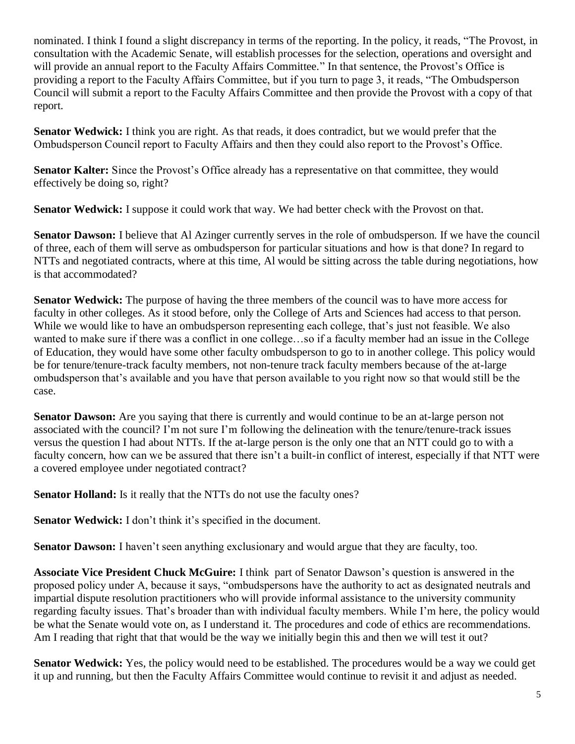nominated. I think I found a slight discrepancy in terms of the reporting. In the policy, it reads, "The Provost, in consultation with the Academic Senate, will establish processes for the selection, operations and oversight and will provide an annual report to the Faculty Affairs Committee." In that sentence, the Provost's Office is providing a report to the Faculty Affairs Committee, but if you turn to page 3, it reads, "The Ombudsperson Council will submit a report to the Faculty Affairs Committee and then provide the Provost with a copy of that report.

**Senator Wedwick:** I think you are right. As that reads, it does contradict, but we would prefer that the Ombudsperson Council report to Faculty Affairs and then they could also report to the Provost's Office.

**Senator Kalter:** Since the Provost's Office already has a representative on that committee, they would effectively be doing so, right?

**Senator Wedwick:** I suppose it could work that way. We had better check with the Provost on that.

**Senator Dawson:** I believe that Al Azinger currently serves in the role of ombudsperson. If we have the council of three, each of them will serve as ombudsperson for particular situations and how is that done? In regard to NTTs and negotiated contracts, where at this time, Al would be sitting across the table during negotiations, how is that accommodated?

**Senator Wedwick:** The purpose of having the three members of the council was to have more access for faculty in other colleges. As it stood before, only the College of Arts and Sciences had access to that person. While we would like to have an ombudsperson representing each college, that's just not feasible. We also wanted to make sure if there was a conflict in one college…so if a faculty member had an issue in the College of Education, they would have some other faculty ombudsperson to go to in another college. This policy would be for tenure/tenure-track faculty members, not non-tenure track faculty members because of the at-large ombudsperson that's available and you have that person available to you right now so that would still be the case.

**Senator Dawson:** Are you saying that there is currently and would continue to be an at-large person not associated with the council? I'm not sure I'm following the delineation with the tenure/tenure-track issues versus the question I had about NTTs. If the at-large person is the only one that an NTT could go to with a faculty concern, how can we be assured that there isn't a built-in conflict of interest, especially if that NTT were a covered employee under negotiated contract?

**Senator Holland:** Is it really that the NTTs do not use the faculty ones?

**Senator Wedwick:** I don't think it's specified in the document.

**Senator Dawson:** I haven't seen anything exclusionary and would argue that they are faculty, too.

**Associate Vice President Chuck McGuire:** I think part of Senator Dawson's question is answered in the proposed policy under A, because it says, "ombudspersons have the authority to act as designated neutrals and impartial dispute resolution practitioners who will provide informal assistance to the university community regarding faculty issues. That's broader than with individual faculty members. While I'm here, the policy would be what the Senate would vote on, as I understand it. The procedures and code of ethics are recommendations. Am I reading that right that that would be the way we initially begin this and then we will test it out?

**Senator Wedwick:** Yes, the policy would need to be established. The procedures would be a way we could get it up and running, but then the Faculty Affairs Committee would continue to revisit it and adjust as needed.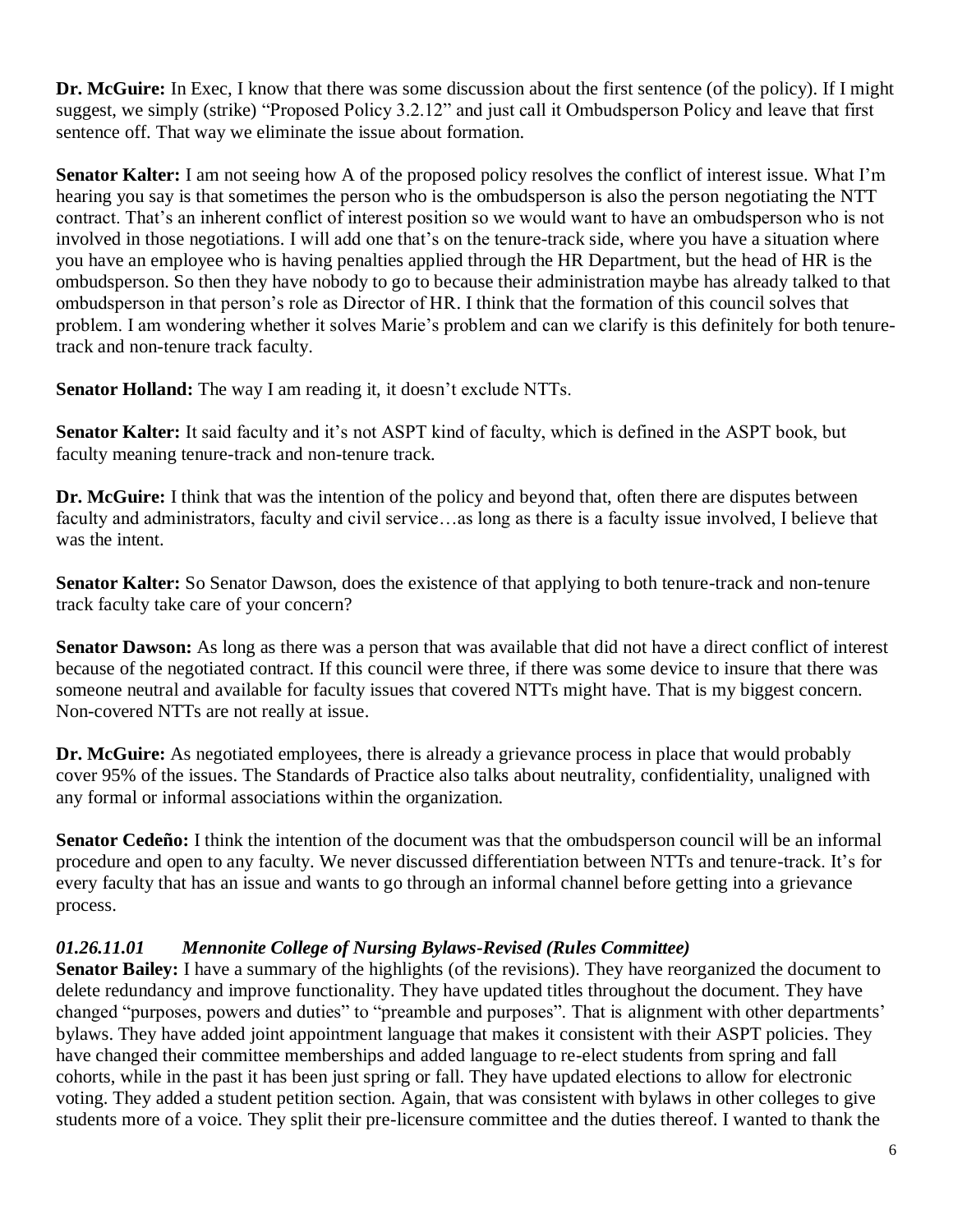**Dr. McGuire:** In Exec, I know that there was some discussion about the first sentence (of the policy). If I might suggest, we simply (strike) "Proposed Policy 3.2.12" and just call it Ombudsperson Policy and leave that first sentence off. That way we eliminate the issue about formation.

**Senator Kalter:** I am not seeing how A of the proposed policy resolves the conflict of interest issue. What I'm hearing you say is that sometimes the person who is the ombudsperson is also the person negotiating the NTT contract. That's an inherent conflict of interest position so we would want to have an ombudsperson who is not involved in those negotiations. I will add one that's on the tenure-track side, where you have a situation where you have an employee who is having penalties applied through the HR Department, but the head of HR is the ombudsperson. So then they have nobody to go to because their administration maybe has already talked to that ombudsperson in that person's role as Director of HR. I think that the formation of this council solves that problem. I am wondering whether it solves Marie's problem and can we clarify is this definitely for both tenure-track and non-tenure track faculty.

**Senator Holland:** The way I am reading it, it doesn't exclude NTTs.

**Senator Kalter:** It said faculty and it's not ASPT kind of faculty, which is defined in the ASPT book, but faculty meaning tenure-track and non-tenure track.

**Dr. McGuire:** I think that was the intention of the policy and beyond that, often there are disputes between faculty and administrators, faculty and civil service…as long as there is a faculty issue involved, I believe that was the intent.

**Senator Kalter:** So Senator Dawson, does the existence of that applying to both tenure-track and non-tenure track faculty take care of your concern?

**Senator Dawson:** As long as there was a person that was available that did not have a direct conflict of interest because of the negotiated contract. If this council were three, if there was some device to insure that there was someone neutral and available for faculty issues that covered NTTs might have. That is my biggest concern. Non-covered NTTs are not really at issue.

**Dr. McGuire:** As negotiated employees, there is already a grievance process in place that would probably cover 95% of the issues. The Standards of Practice also talks about neutrality, confidentiality, unaligned with any formal or informal associations within the organization.

**Senator Cedeño:** I think the intention of the document was that the ombudsperson council will be an informal procedure and open to any faculty. We never discussed differentiation between NTTs and tenure-track. It's for every faculty that has an issue and wants to go through an informal channel before getting into a grievance process.

***01.26.11.01 Mennonite College of Nursing Bylaws-Revised (Rules Committee)***

**Senator Bailey:** I have a summary of the highlights (of the revisions). They have reorganized the document to delete redundancy and improve functionality. They have updated titles throughout the document. They have changed "purposes, powers and duties" to "preamble and purposes". That is alignment with other departments' bylaws. They have added joint appointment language that makes it consistent with their ASPT policies. They have changed their committee memberships and added language to re-elect students from spring and fall cohorts, while in the past it has been just spring or fall. They have updated elections to allow for electronic voting. They added a student petition section. Again, that was consistent with bylaws in other colleges to give students more of a voice. They split their pre-licensure committee and the duties thereof. I wanted to thank the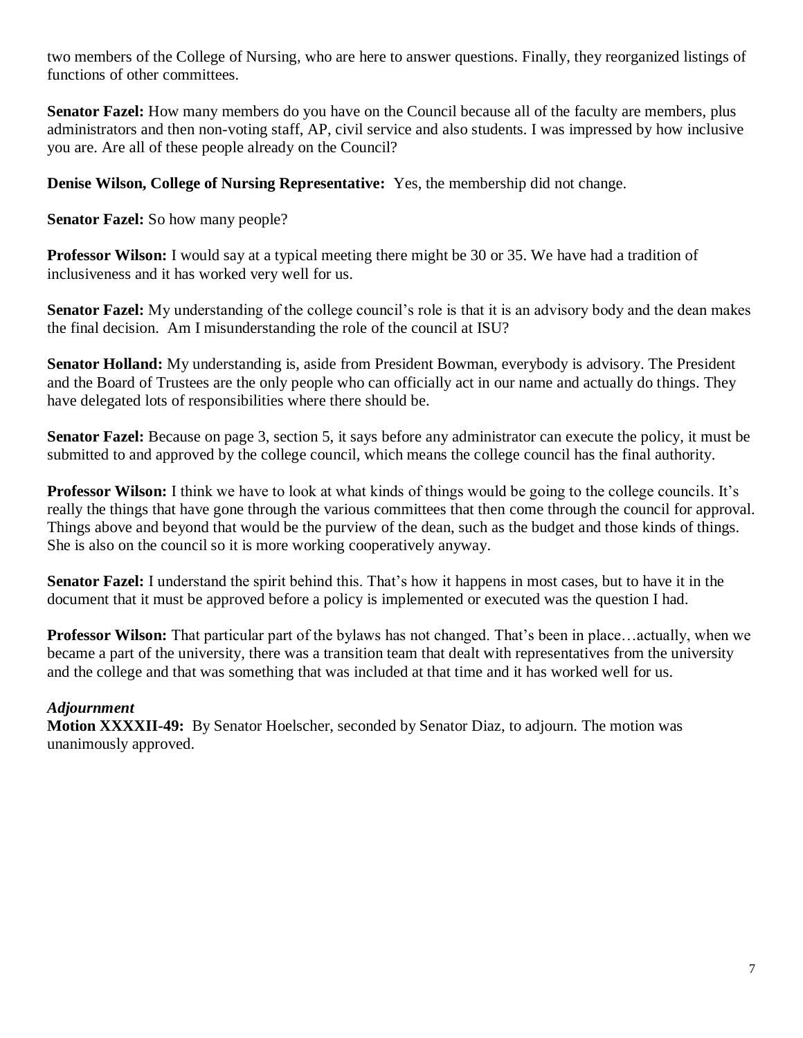two members of the College of Nursing, who are here to answer questions. Finally, they reorganized listings of functions of other committees.

**Senator Fazel:** How many members do you have on the Council because all of the faculty are members, plus administrators and then non-voting staff, AP, civil service and also students. I was impressed by how inclusive you are. Are all of these people already on the Council?

**Denise Wilson, College of Nursing Representative:** Yes, the membership did not change.

**Senator Fazel:** So how many people?

**Professor Wilson:** I would say at a typical meeting there might be 30 or 35. We have had a tradition of inclusiveness and it has worked very well for us.

**Senator Fazel:** My understanding of the college council's role is that it is an advisory body and the dean makes the final decision. Am I misunderstanding the role of the council at ISU?

**Senator Holland:** My understanding is, aside from President Bowman, everybody is advisory. The President and the Board of Trustees are the only people who can officially act in our name and actually do things. They have delegated lots of responsibilities where there should be.

**Senator Fazel:** Because on page 3, section 5, it says before any administrator can execute the policy, it must be submitted to and approved by the college council, which means the college council has the final authority.

**Professor Wilson:** I think we have to look at what kinds of things would be going to the college councils. It's really the things that have gone through the various committees that then come through the council for approval. Things above and beyond that would be the purview of the dean, such as the budget and those kinds of things. She is also on the council so it is more working cooperatively anyway.

**Senator Fazel:** I understand the spirit behind this. That's how it happens in most cases, but to have it in the document that it must be approved before a policy is implemented or executed was the question I had.

**Professor Wilson:** That particular part of the bylaws has not changed. That's been in place…actually, when we became a part of the university, there was a transition team that dealt with representatives from the university and the college and that was something that was included at that time and it has worked well for us.

***Adjournment***

**Motion XXXXII-49:** By Senator Hoelscher, seconded by Senator Diaz, to adjourn. The motion was unanimously approved.